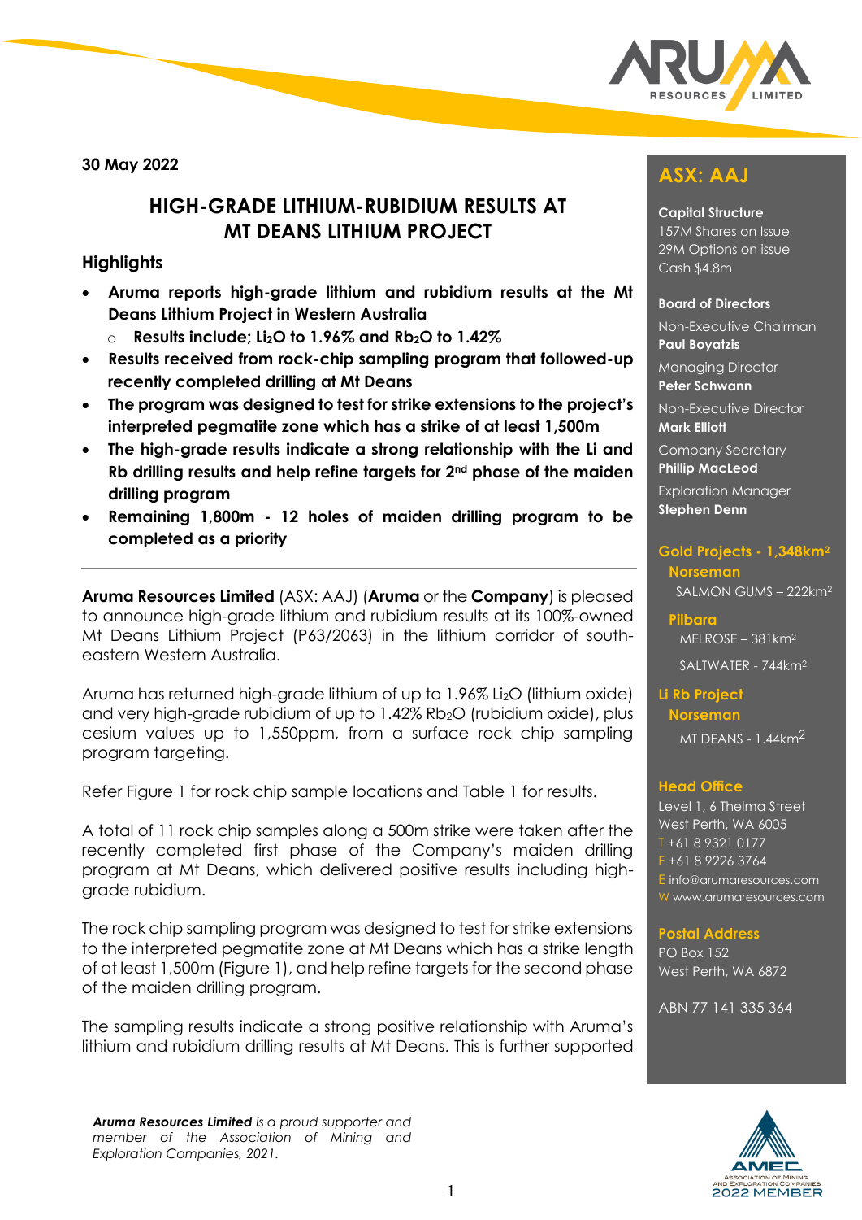30 May 2022

# HIGH-GRADE LITHIUM-RUBIDIUM RESULTS AT MT DEANS LITHIUM PROJECT

## Highlights

- **Aruma reports high-grade lithium and rubidium results at the Mt Deans Lithium Project in Western Australia**
  - **Results include; $Li_2O$ to 1.96% and $Rb_2O$ to 1.42%**
- **Results received from rock-chip sampling program that followed-up recently completed drilling at Mt Deans**
- **The program was designed to test for strike extensions to the project's interpreted pegmatite zone which has a strike of at least 1,500m**
- **The high-grade results indicate a strong relationship with the Li and Rb drilling results and help refine targets for 2nd phase of the maiden drilling program**
- **Remaining 1,800m - 12 holes of maiden drilling program to be completed as a priority**

---

**Aruma Resources Limited** (ASX: AAJ) (**Aruma** or the **Company**) is pleased to announce high-grade lithium and rubidium results at its 100%-owned Mt Deans Lithium Project (P63/2063) in the lithium corridor of south-eastern Western Australia.

Aruma has returned high-grade lithium of up to 1.96% $Li_2O$ (lithium oxide) and very high-grade rubidium of up to 1.42% $Rb_2O$ (rubidium oxide), plus cesium values up to 1,550ppm, from a surface rock chip sampling program targeting.

Refer Figure 1 for rock chip sample locations and Table 1 for results.

A total of 11 rock chip samples along a 500m strike were taken after the recently completed first phase of the Company's maiden drilling program at Mt Deans, which delivered positive results including high-grade rubidium.

The rock chip sampling program was designed to test for strike extensions to the interpreted pegmatite zone at Mt Deans which has a strike length of at least 1,500m (Figure 1), and help refine targets for the second phase of the maiden drilling program.

The sampling results indicate a strong positive relationship with Aruma's lithium and rubidium drilling results at Mt Deans. This is further supported

## ASX: AAJ

**Capital Structure**
157M Shares on Issue
29M Options on issue
Cash $4.8m

**Board of Directors**

Non-Executive Chairman
**Paul Boyatzis**

Managing Director
**Peter Schwann**

Non-Executive Director
**Mark Elliott**

Company Secretary
**Phillip MacLeod**

Exploration Manager
**Stephen Denn**

**Gold Projects - 1,348km²**

**Norseman**
SALMON GUMS – 222km²

**Pilbara**
MELROSE – 381km²
SALTWATER - 744km²

**Li Rb Project**

**Norseman**
MT DEANS - 1.44km²

**Head Office**
Level 1, 6 Thelma Street
West Perth, WA 6005
T +61 8 9321 0177
F +61 8 9226 3764
E info@arumaresources.com
W www.arumaresources.com

**Postal Address**
PO Box 152
West Perth, WA 6872

ABN 77 141 335 364

***Aruma Resources Limited** is a proud supporter and member of the Association of Mining and Exploration Companies, 2021.*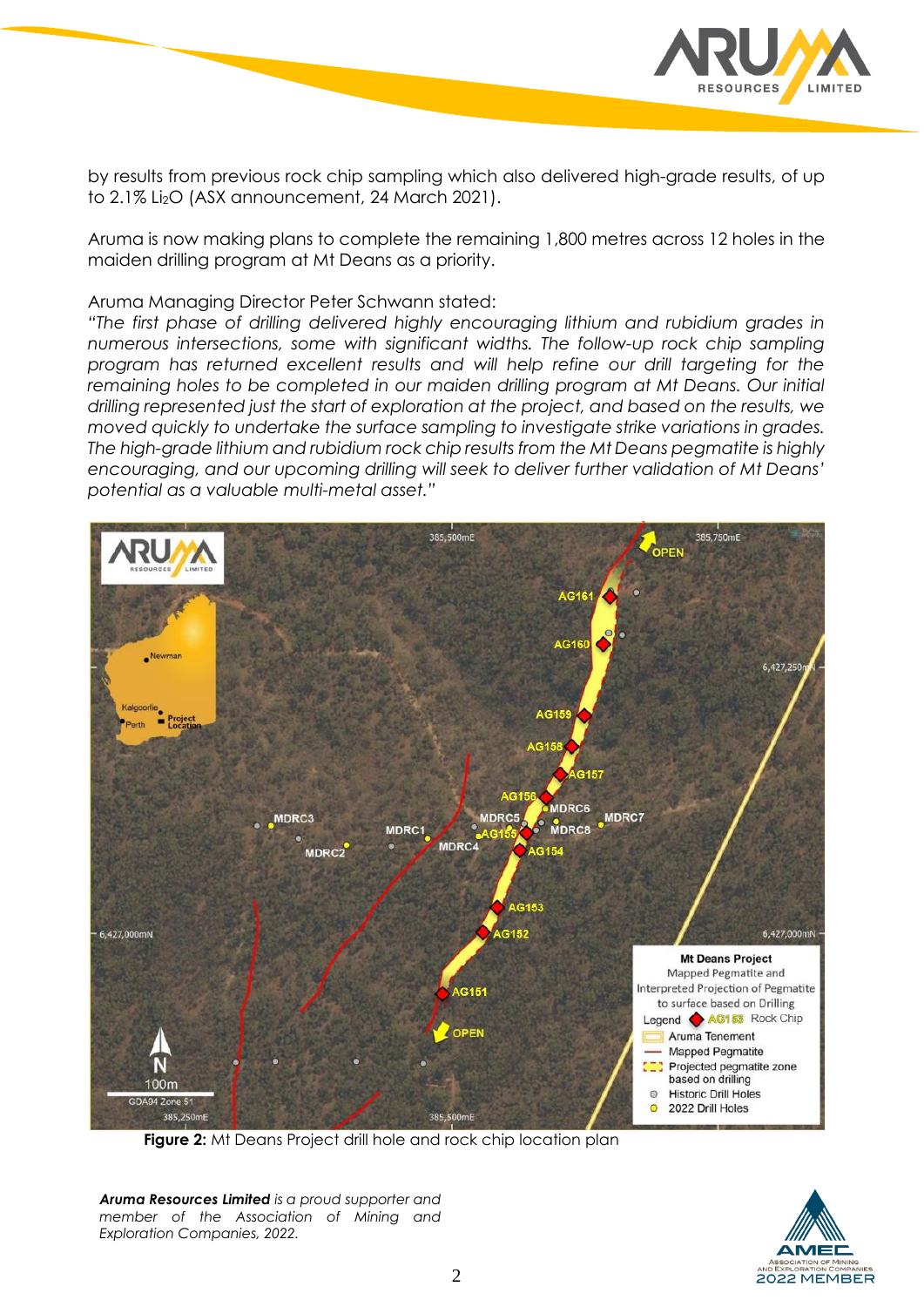by results from previous rock chip sampling which also delivered high-grade results, of up to 2.1% $Li_2O$ (ASX announcement, 24 March 2021).

Aruma is now making plans to complete the remaining 1,800 metres across 12 holes in the maiden drilling program at Mt Deans as a priority.

Aruma Managing Director Peter Schwann stated:

*"The first phase of drilling delivered highly encouraging lithium and rubidium grades in numerous intersections, some with significant widths. The follow-up rock chip sampling program has returned excellent results and will help refine our drill targeting for the remaining holes to be completed in our maiden drilling program at Mt Deans. Our initial drilling represented just the start of exploration at the project, and based on the results, we moved quickly to undertake the surface sampling to investigate strike variations in grades. The high-grade lithium and rubidium rock chip results from the Mt Deans pegmatite is highly encouraging, and our upcoming drilling will seek to deliver further validation of Mt Deans' potential as a valuable multi-metal asset."*

**Figure 2:** Mt Deans Project drill hole and rock chip location plan

***Aruma Resources Limited*** *is a proud supporter and member of the Association of Mining and Exploration Companies, 2022.*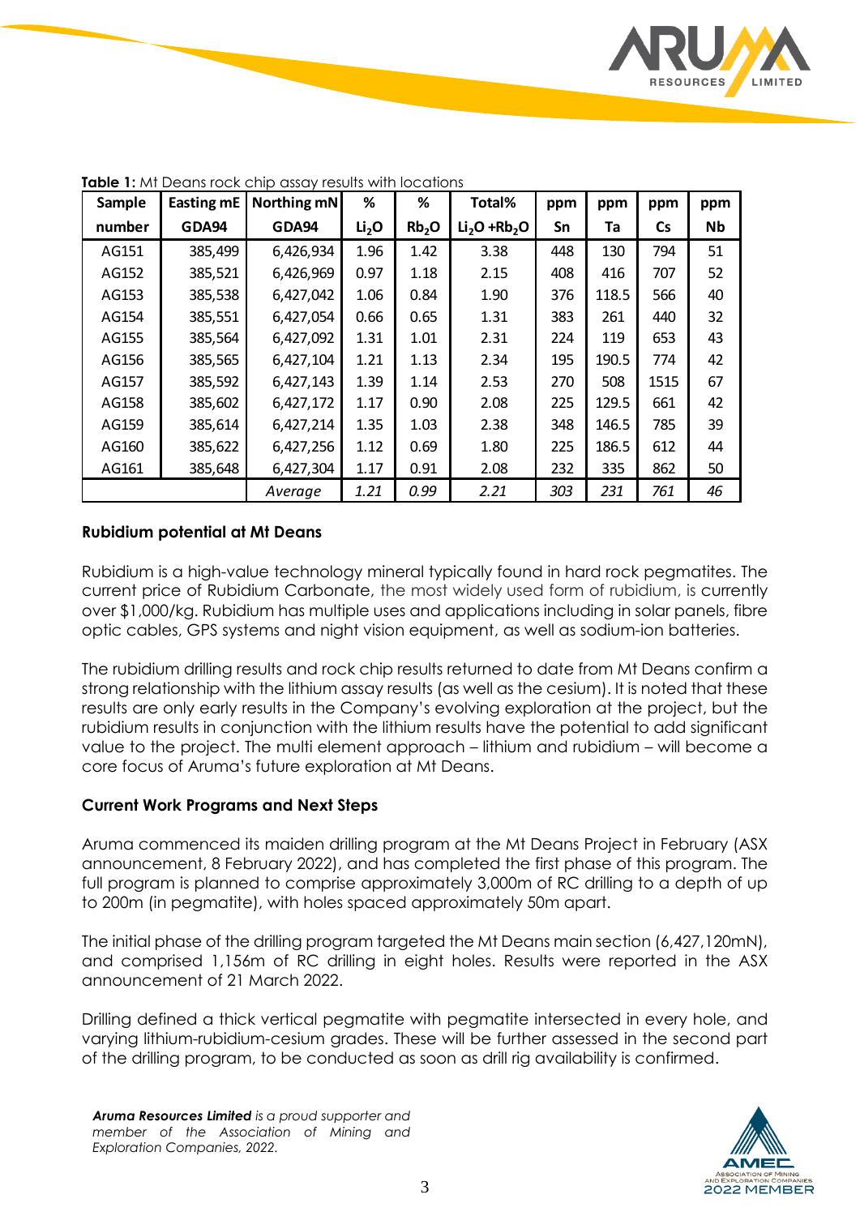**Table 1:** Mt Deans rock chip assay results with locations

| Sample number | Easting mE GDA94 | Northing mN GDA94 | % $Li_2O$ | % $Rb_2O$ | Total% $Li_2O + Rb_2O$ | ppm Sn | ppm Ta | ppm Cs | ppm Nb |
|---|---|---|---|---|---|---|---|---|---|
| AG151 | 385,499 | 6,426,934 | 1.96 | 1.42 | 3.38 | 448 | 130 | 794 | 51 |
| AG152 | 385,521 | 6,426,969 | 0.97 | 1.18 | 2.15 | 408 | 416 | 707 | 52 |
| AG153 | 385,538 | 6,427,042 | 1.06 | 0.84 | 1.90 | 376 | 118.5 | 566 | 40 |
| AG154 | 385,551 | 6,427,054 | 0.66 | 0.65 | 1.31 | 383 | 261 | 440 | 32 |
| AG155 | 385,564 | 6,427,092 | 1.31 | 1.01 | 2.31 | 224 | 119 | 653 | 43 |
| AG156 | 385,565 | 6,427,104 | 1.21 | 1.13 | 2.34 | 195 | 190.5 | 774 | 42 |
| AG157 | 385,592 | 6,427,143 | 1.39 | 1.14 | 2.53 | 270 | 508 | 1515 | 67 |
| AG158 | 385,602 | 6,427,172 | 1.17 | 0.90 | 2.08 | 225 | 129.5 | 661 | 42 |
| AG159 | 385,614 | 6,427,214 | 1.35 | 1.03 | 2.38 | 348 | 146.5 | 785 | 39 |
| AG160 | 385,622 | 6,427,256 | 1.12 | 0.69 | 1.80 | 225 | 186.5 | 612 | 44 |
| AG161 | 385,648 | 6,427,304 | 1.17 | 0.91 | 2.08 | 232 | 335 | 862 | 50 |
| | | *Average* | *1.21* | *0.99* | *2.21* | *303* | *231* | *761* | *46* |

**Rubidium potential at Mt Deans**

Rubidium is a high-value technology mineral typically found in hard rock pegmatites. The current price of Rubidium Carbonate, the most widely used form of rubidium, is currently over $1,000/kg. Rubidium has multiple uses and applications including in solar panels, fibre optic cables, GPS systems and night vision equipment, as well as sodium-ion batteries.

The rubidium drilling results and rock chip results returned to date from Mt Deans confirm a strong relationship with the lithium assay results (as well as the cesium). It is noted that these results are only early results in the Company's evolving exploration at the project, but the rubidium results in conjunction with the lithium results have the potential to add significant value to the project. The multi element approach – lithium and rubidium – will become a core focus of Aruma's future exploration at Mt Deans.

**Current Work Programs and Next Steps**

Aruma commenced its maiden drilling program at the Mt Deans Project in February (ASX announcement, 8 February 2022), and has completed the first phase of this program. The full program is planned to comprise approximately 3,000m of RC drilling to a depth of up to 200m (in pegmatite), with holes spaced approximately 50m apart.

The initial phase of the drilling program targeted the Mt Deans main section (6,427,120mN), and comprised 1,156m of RC drilling in eight holes. Results were reported in the ASX announcement of 21 March 2022.

Drilling defined a thick vertical pegmatite with pegmatite intersected in every hole, and varying lithium-rubidium-cesium grades. These will be further assessed in the second part of the drilling program, to be conducted as soon as drill rig availability is confirmed.

***Aruma Resources Limited*** *is a proud supporter and member of the Association of Mining and Exploration Companies, 2022.*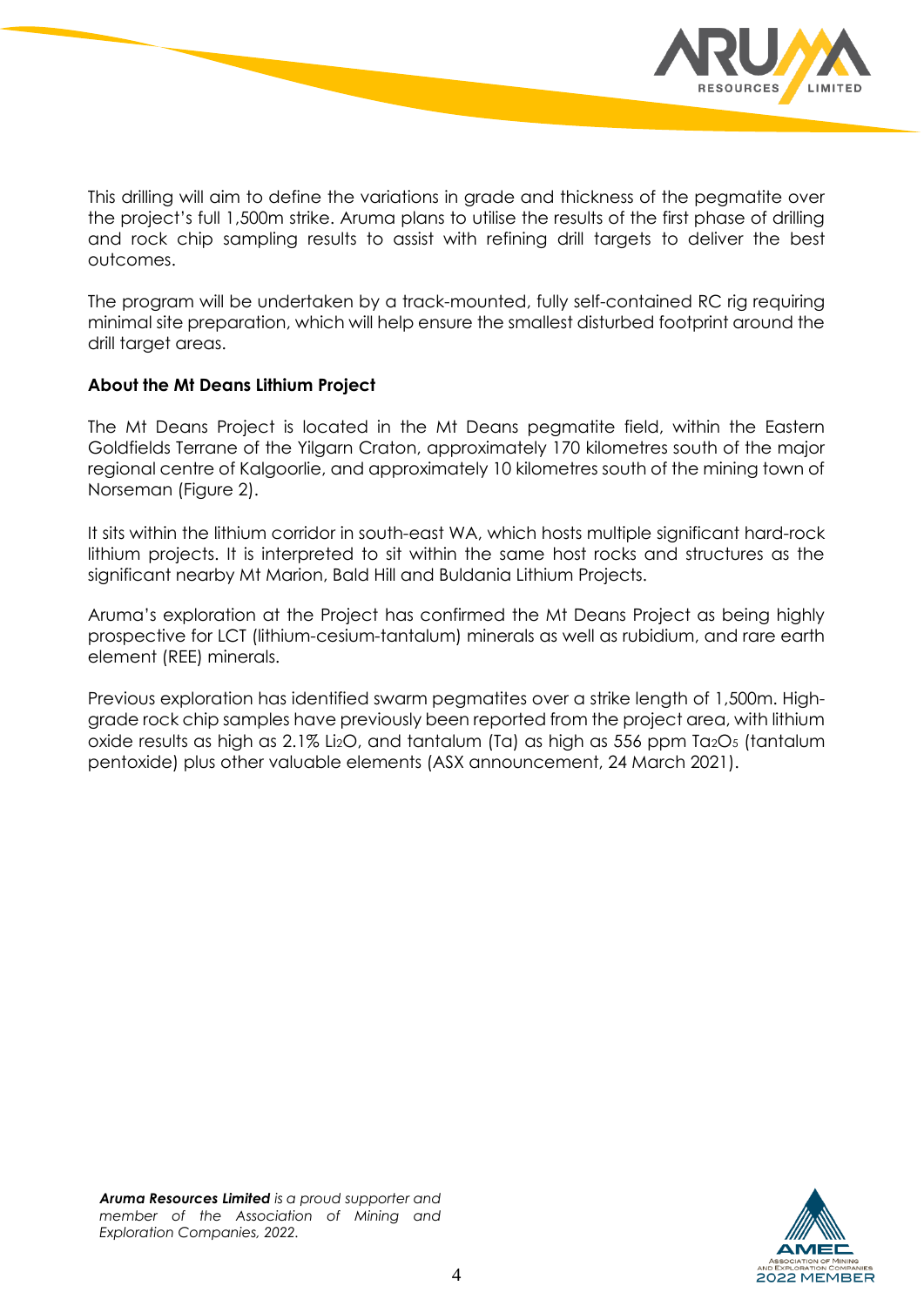This drilling will aim to define the variations in grade and thickness of the pegmatite over the project's full 1,500m strike. Aruma plans to utilise the results of the first phase of drilling and rock chip sampling results to assist with refining drill targets to deliver the best outcomes.

The program will be undertaken by a track-mounted, fully self-contained RC rig requiring minimal site preparation, which will help ensure the smallest disturbed footprint around the drill target areas.

**About the Mt Deans Lithium Project**

The Mt Deans Project is located in the Mt Deans pegmatite field, within the Eastern Goldfields Terrane of the Yilgarn Craton, approximately 170 kilometres south of the major regional centre of Kalgoorlie, and approximately 10 kilometres south of the mining town of Norseman (Figure 2).

It sits within the lithium corridor in south-east WA, which hosts multiple significant hard-rock lithium projects. It is interpreted to sit within the same host rocks and structures as the significant nearby Mt Marion, Bald Hill and Buldania Lithium Projects.

Aruma's exploration at the Project has confirmed the Mt Deans Project as being highly prospective for LCT (lithium-cesium-tantalum) minerals as well as rubidium, and rare earth element (REE) minerals.

Previous exploration has identified swarm pegmatites over a strike length of 1,500m. High-grade rock chip samples have previously been reported from the project area, with lithium oxide results as high as 2.1% $Li_2O$, and tantalum (Ta) as high as 556 ppm $Ta_2O_5$ (tantalum pentoxide) plus other valuable elements (ASX announcement, 24 March 2021).

***Aruma Resources Limited*** *is a proud supporter and member of the Association of Mining and Exploration Companies, 2022.*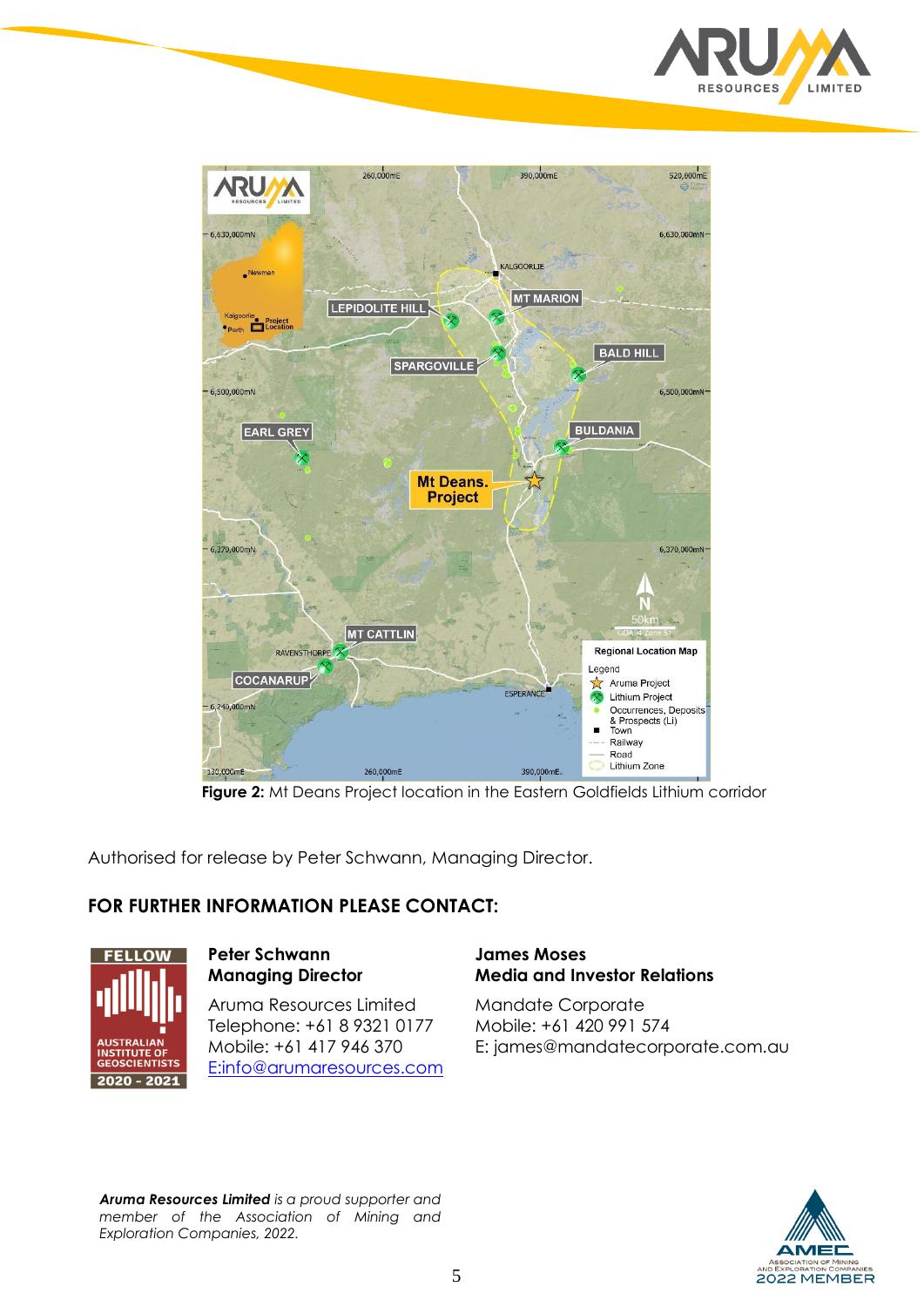**Figure 2:** Mt Deans Project location in the Eastern Goldfields Lithium corridor

Authorised for release by Peter Schwann, Managing Director.

## FOR FURTHER INFORMATION PLEASE CONTACT:

**Peter Schwann**
**Managing Director**

Aruma Resources Limited
Telephone: +61 8 9321 0177
Mobile: +61 417 946 370
E:info@arumaresources.com

**James Moses**
**Media and Investor Relations**

Mandate Corporate
Mobile: +61 420 991 574
E: james@mandatecorporate.com.au

***Aruma Resources Limited*** *is a proud supporter and member of the Association of Mining and Exploration Companies, 2022.*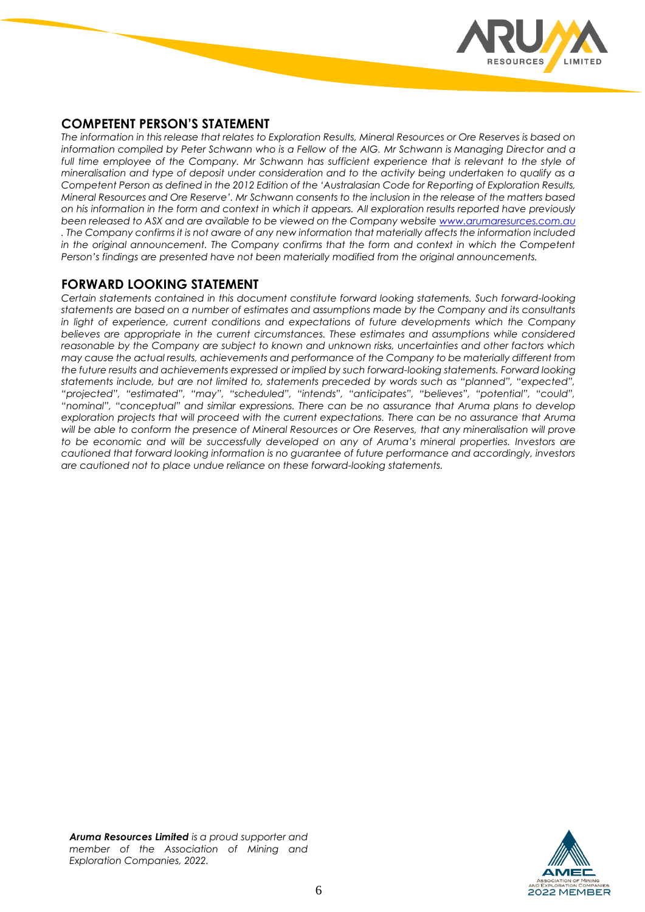## COMPETENT PERSON'S STATEMENT

*The information in this release that relates to Exploration Results, Mineral Resources or Ore Reserves is based on information compiled by Peter Schwann who is a Fellow of the AIG. Mr Schwann is Managing Director and a full time employee of the Company. Mr Schwann has sufficient experience that is relevant to the style of mineralisation and type of deposit under consideration and to the activity being undertaken to qualify as a Competent Person as defined in the 2012 Edition of the 'Australasian Code for Reporting of Exploration Results, Mineral Resources and Ore Reserve'. Mr Schwann consents to the inclusion in the release of the matters based on his information in the form and context in which it appears. All exploration results reported have previously been released to ASX and are available to be viewed on the Company website [www.arumaresources.com.au](http://www.arumaresources.com.au) . The Company confirms it is not aware of any new information that materially affects the information included in the original announcement. The Company confirms that the form and context in which the Competent Person's findings are presented have not been materially modified from the original announcements.*

## FORWARD LOOKING STATEMENT

*Certain statements contained in this document constitute forward looking statements. Such forward-looking statements are based on a number of estimates and assumptions made by the Company and its consultants in light of experience, current conditions and expectations of future developments which the Company believes are appropriate in the current circumstances. These estimates and assumptions while considered reasonable by the Company are subject to known and unknown risks, uncertainties and other factors which may cause the actual results, achievements and performance of the Company to be materially different from the future results and achievements expressed or implied by such forward-looking statements. Forward looking statements include, but are not limited to, statements preceded by words such as "planned", "expected", "projected", "estimated", "may", "scheduled", "intends", "anticipates", "believes", "potential", "could", "nominal", "conceptual" and similar expressions. There can be no assurance that Aruma plans to develop exploration projects that will proceed with the current expectations. There can be no assurance that Aruma will be able to conform the presence of Mineral Resources or Ore Reserves, that any mineralisation will prove to be economic and will be successfully developed on any of Aruma's mineral properties. Investors are cautioned that forward looking information is no guarantee of future performance and accordingly, investors are cautioned not to place undue reliance on these forward-looking statements.*

***Aruma Resources Limited*** *is a proud supporter and member of the Association of Mining and Exploration Companies, 2022.*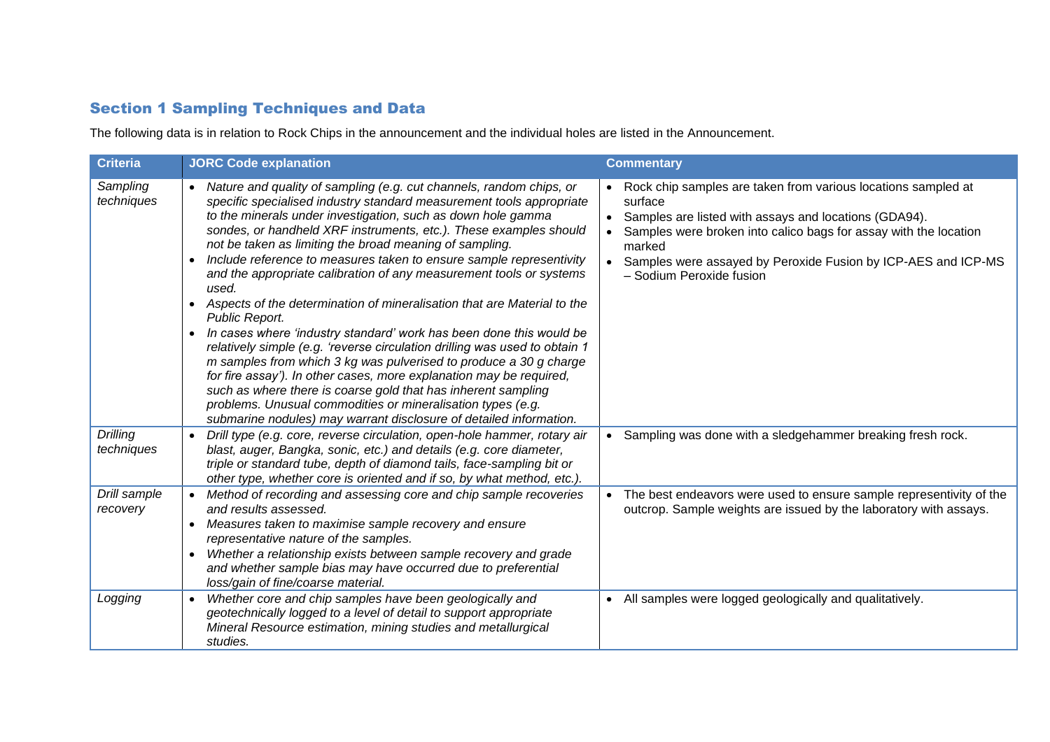## Section 1 Sampling Techniques and Data

The following data is in relation to Rock Chips in the announcement and the individual holes are listed in the Announcement.

| Criteria | JORC Code explanation | Commentary |
|---|---|---|
| *Sampling techniques* | • *Nature and quality of sampling (e.g. cut channels, random chips, or specific specialised industry standard measurement tools appropriate to the minerals under investigation, such as down hole gamma sondes, or handheld XRF instruments, etc.). These examples should not be taken as limiting the broad meaning of sampling.*<br>• *Include reference to measures taken to ensure sample representivity and the appropriate calibration of any measurement tools or systems used.*<br>• *Aspects of the determination of mineralisation that are Material to the Public Report.*<br>• *In cases where 'industry standard' work has been done this would be relatively simple (e.g. 'reverse circulation drilling was used to obtain 1 m samples from which 3 kg was pulverised to produce a 30 g charge for fire assay'). In other cases, more explanation may be required, such as where there is coarse gold that has inherent sampling problems. Unusual commodities or mineralisation types (e.g. submarine nodules) may warrant disclosure of detailed information.* | • Rock chip samples are taken from various locations sampled at surface<br>• Samples are listed with assays and locations (GDA94).<br>• Samples were broken into calico bags for assay with the location marked<br>• Samples were assayed by Peroxide Fusion by ICP-AES and ICP-MS – Sodium Peroxide fusion |
| *Drilling techniques* | • *Drill type (e.g. core, reverse circulation, open-hole hammer, rotary air blast, auger, Bangka, sonic, etc.) and details (e.g. core diameter, triple or standard tube, depth of diamond tails, face-sampling bit or other type, whether core is oriented and if so, by what method, etc.).* | • Sampling was done with a sledgehammer breaking fresh rock. |
| *Drill sample recovery* | • *Method of recording and assessing core and chip sample recoveries and results assessed.*<br>• *Measures taken to maximise sample recovery and ensure representative nature of the samples.*<br>• *Whether a relationship exists between sample recovery and grade and whether sample bias may have occurred due to preferential loss/gain of fine/coarse material.* | • The best endeavors were used to ensure sample representivity of the outcrop. Sample weights are issued by the laboratory with assays. |
| *Logging* | • *Whether core and chip samples have been geologically and geotechnically logged to a level of detail to support appropriate Mineral Resource estimation, mining studies and metallurgical studies.* | • All samples were logged geologically and qualitatively. |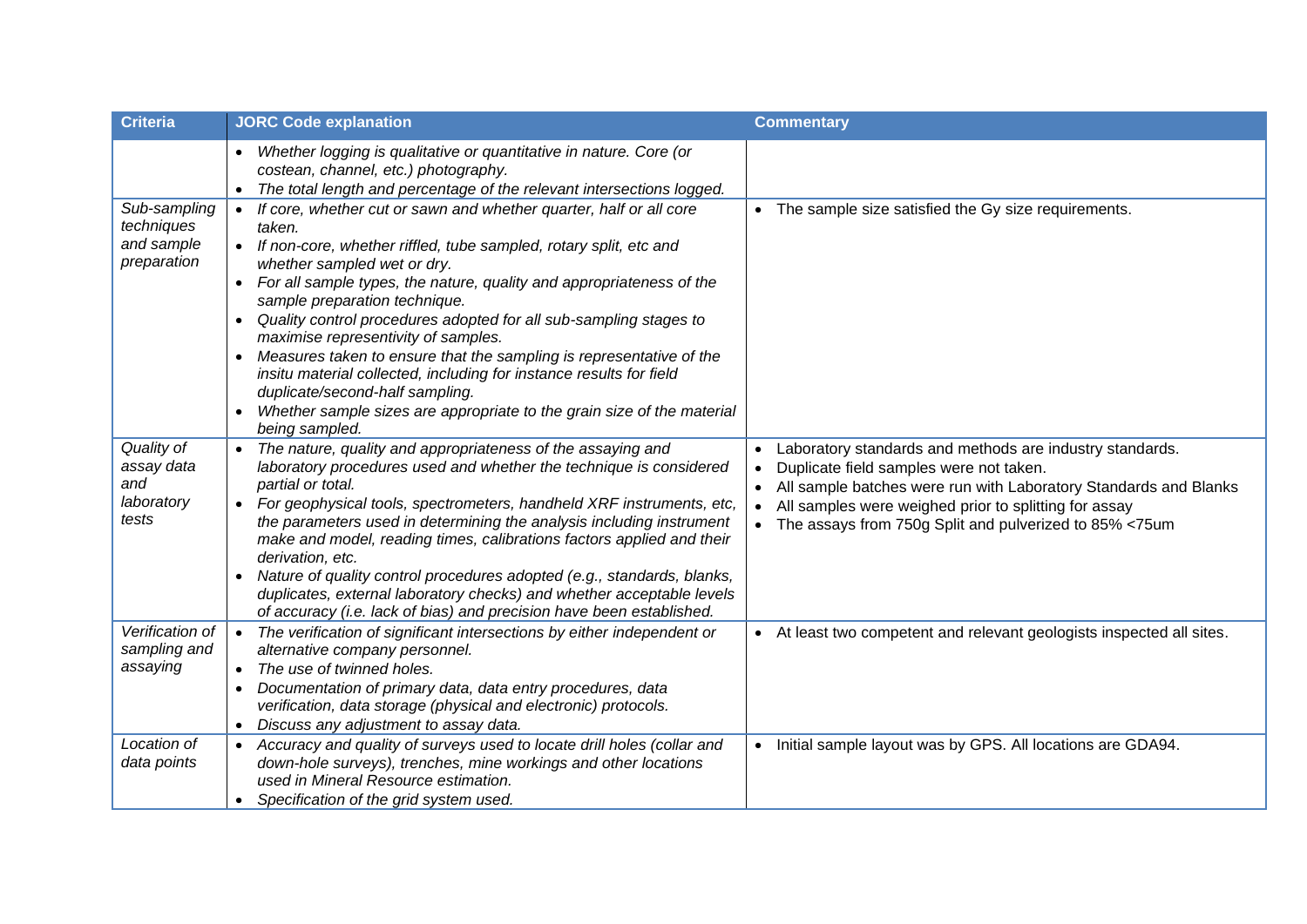| Criteria | JORC Code explanation | Commentary |
|---|---|---|
| | • *Whether logging is qualitative or quantitative in nature. Core (or costean, channel, etc.) photography.*<br>• *The total length and percentage of the relevant intersections logged.* | |
| *Sub-sampling techniques and sample preparation* | • *If core, whether cut or sawn and whether quarter, half or all core taken.*<br>• *If non-core, whether riffled, tube sampled, rotary split, etc and whether sampled wet or dry.*<br>• *For all sample types, the nature, quality and appropriateness of the sample preparation technique.*<br>• *Quality control procedures adopted for all sub-sampling stages to maximise representivity of samples.*<br>• *Measures taken to ensure that the sampling is representative of the insitu material collected, including for instance results for field duplicate/second-half sampling.*<br>• *Whether sample sizes are appropriate to the grain size of the material being sampled.* | • The sample size satisfied the Gy size requirements. |
| *Quality of assay data and laboratory tests* | • *The nature, quality and appropriateness of the assaying and laboratory procedures used and whether the technique is considered partial or total.*<br>• *For geophysical tools, spectrometers, handheld XRF instruments, etc, the parameters used in determining the analysis including instrument make and model, reading times, calibrations factors applied and their derivation, etc.*<br>• *Nature of quality control procedures adopted (e.g., standards, blanks, duplicates, external laboratory checks) and whether acceptable levels of accuracy (i.e. lack of bias) and precision have been established.* | • Laboratory standards and methods are industry standards.<br>• Duplicate field samples were not taken.<br>• All sample batches were run with Laboratory Standards and Blanks<br>• All samples were weighed prior to splitting for assay<br>• The assays from 750g Split and pulverized to 85% <75um |
| *Verification of sampling and assaying* | • *The verification of significant intersections by either independent or alternative company personnel.*<br>• *The use of twinned holes.*<br>• *Documentation of primary data, data entry procedures, data verification, data storage (physical and electronic) protocols.*<br>• *Discuss any adjustment to assay data.* | • At least two competent and relevant geologists inspected all sites. |
| *Location of data points* | • *Accuracy and quality of surveys used to locate drill holes (collar and down-hole surveys), trenches, mine workings and other locations used in Mineral Resource estimation.*<br>• *Specification of the grid system used.* | • Initial sample layout was by GPS. All locations are GDA94. |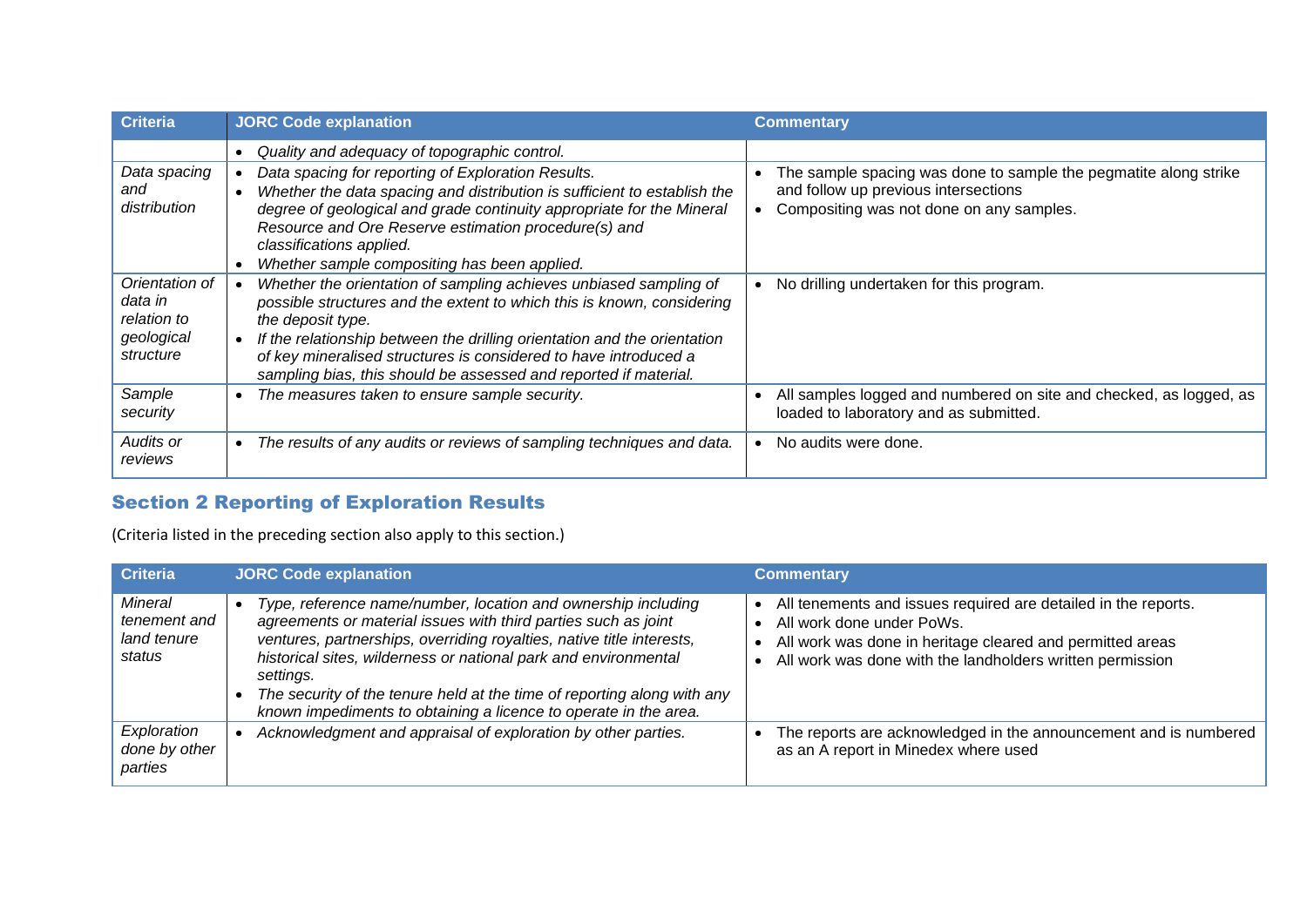| Criteria | JORC Code explanation | Commentary |
|---|---|---|
| | • *Quality and adequacy of topographic control.* | |
| *Data spacing and distribution* | • *Data spacing for reporting of Exploration Results.*<br>• *Whether the data spacing and distribution is sufficient to establish the degree of geological and grade continuity appropriate for the Mineral Resource and Ore Reserve estimation procedure(s) and classifications applied.*<br>• *Whether sample compositing has been applied.* | • The sample spacing was done to sample the pegmatite along strike and follow up previous intersections<br>• Compositing was not done on any samples. |
| *Orientation of data in relation to geological structure* | • *Whether the orientation of sampling achieves unbiased sampling of possible structures and the extent to which this is known, considering the deposit type.*<br>• *If the relationship between the drilling orientation and the orientation of key mineralised structures is considered to have introduced a sampling bias, this should be assessed and reported if material.* | • No drilling undertaken for this program. |
| *Sample security* | • *The measures taken to ensure sample security.* | • All samples logged and numbered on site and checked, as logged, as loaded to laboratory and as submitted. |
| *Audits or reviews* | • *The results of any audits or reviews of sampling techniques and data.* | • No audits were done. |

## Section 2 Reporting of Exploration Results

(Criteria listed in the preceding section also apply to this section.)

| Criteria | JORC Code explanation | Commentary |
|---|---|---|
| *Mineral tenement and land tenure status* | • *Type, reference name/number, location and ownership including agreements or material issues with third parties such as joint ventures, partnerships, overriding royalties, native title interests, historical sites, wilderness or national park and environmental settings.*<br>• *The security of the tenure held at the time of reporting along with any known impediments to obtaining a licence to operate in the area.* | • All tenements and issues required are detailed in the reports.<br>• All work done under PoWs.<br>• All work was done in heritage cleared and permitted areas<br>• All work was done with the landholders written permission |
| *Exploration done by other parties* | • *Acknowledgment and appraisal of exploration by other parties.* | • The reports are acknowledged in the announcement and is numbered as an A report in Minedex where used |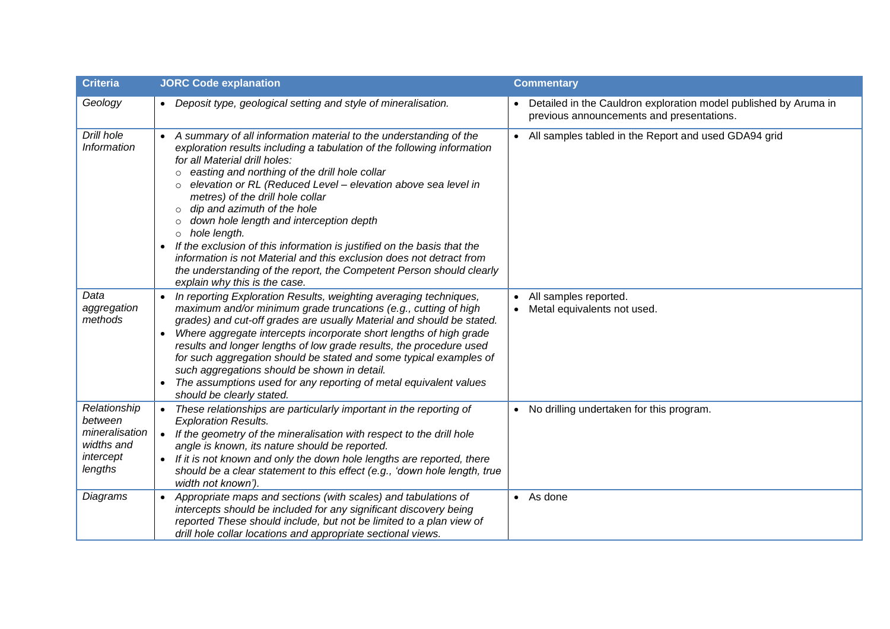| Criteria | JORC Code explanation | Commentary |
|---|---|---|
| *Geology* | • *Deposit type, geological setting and style of mineralisation.* | • Detailed in the Cauldron exploration model published by Aruma in previous announcements and presentations. |
| *Drill hole Information* | • *A summary of all information material to the understanding of the exploration results including a tabulation of the following information for all Material drill holes:*<br>○ *easting and northing of the drill hole collar*<br>○ *elevation or RL (Reduced Level – elevation above sea level in metres) of the drill hole collar*<br>○ *dip and azimuth of the hole*<br>○ *down hole length and interception depth*<br>○ *hole length.*<br>• *If the exclusion of this information is justified on the basis that the information is not Material and this exclusion does not detract from the understanding of the report, the Competent Person should clearly explain why this is the case.* | • All samples tabled in the Report and used GDA94 grid |
| *Data aggregation methods* | • *In reporting Exploration Results, weighting averaging techniques, maximum and/or minimum grade truncations (e.g., cutting of high grades) and cut-off grades are usually Material and should be stated.*<br>• *Where aggregate intercepts incorporate short lengths of high grade results and longer lengths of low grade results, the procedure used for such aggregation should be stated and some typical examples of such aggregations should be shown in detail.*<br>• *The assumptions used for any reporting of metal equivalent values should be clearly stated.* | • All samples reported.<br>• Metal equivalents not used. |
| *Relationship between mineralisation widths and intercept lengths* | • *These relationships are particularly important in the reporting of Exploration Results.*<br>• *If the geometry of the mineralisation with respect to the drill hole angle is known, its nature should be reported.*<br>• *If it is not known and only the down hole lengths are reported, there should be a clear statement to this effect (e.g., 'down hole length, true width not known').* | • No drilling undertaken for this program. |
| *Diagrams* | • *Appropriate maps and sections (with scales) and tabulations of intercepts should be included for any significant discovery being reported These should include, but not be limited to a plan view of drill hole collar locations and appropriate sectional views.* | • As done |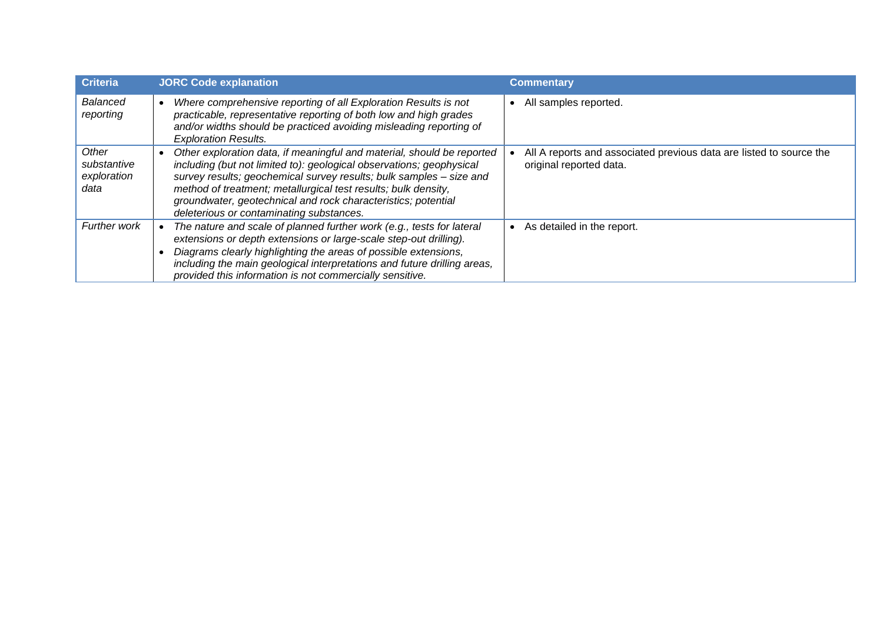| Criteria | JORC Code explanation | Commentary |
|---|---|---|
| *Balanced reporting* | • *Where comprehensive reporting of all Exploration Results is not practicable, representative reporting of both low and high grades and/or widths should be practiced avoiding misleading reporting of Exploration Results.* | • All samples reported. |
| *Other substantive exploration data* | • *Other exploration data, if meaningful and material, should be reported including (but not limited to): geological observations; geophysical survey results; geochemical survey results; bulk samples – size and method of treatment; metallurgical test results; bulk density, groundwater, geotechnical and rock characteristics; potential deleterious or contaminating substances.* | • All A reports and associated previous data are listed to source the original reported data. |
| *Further work* | • *The nature and scale of planned further work (e.g., tests for lateral extensions or depth extensions or large-scale step-out drilling).*<br>• *Diagrams clearly highlighting the areas of possible extensions, including the main geological interpretations and future drilling areas, provided this information is not commercially sensitive.* | • As detailed in the report. |